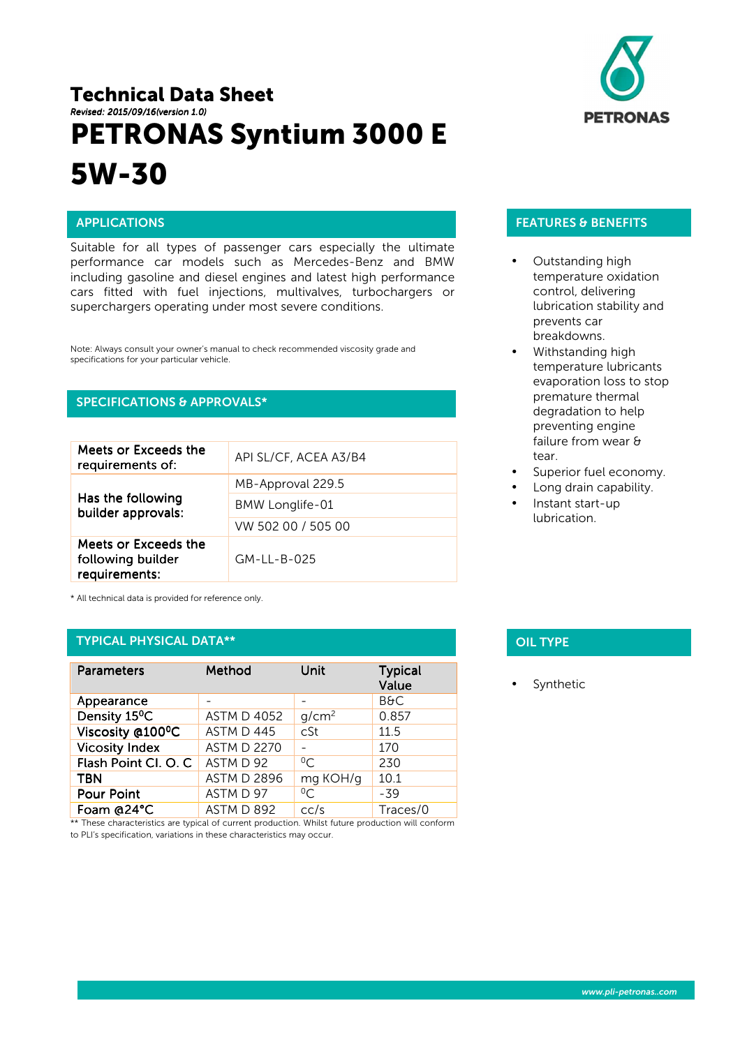# Technical Data Sheet

*Revised: 2015/09/16(version 1.0)*

# PETRONAS Syntium 3000 E 5W-30

PETRONAS

## APPLICATIONS

Suitable for all types of passenger cars especially the ultimate performance car models such as Mercedes-Benz and BMW including gasoline and diesel engines and latest high performance cars fitted with fuel injections, multivalves, turbochargers or superchargers operating under most severe conditions.

Note: Always consult your owner's manual to check recommended viscosity grade and specifications for your particular vehicle.

## SPECIFICATIONS & APPROVALS*

| | |
|---|---|
| Meets or Exceeds the requirements of: | API SL/CF, ACEA A3/B4 |
| Has the following builder approvals: | MB-Approval 229.5 |
| | BMW Longlife-01 |
| | VW 502 00 / 505 00 |
| Meets or Exceeds the following builder requirements: | GM-LL-B-025 |

\* All technical data is provided for reference only.

## TYPICAL PHYSICAL DATA**

| Parameters | Method | Unit | Typical Value |
|---|---|---|---|
| Appearance | - | - | B&C |
| Density 15$^0$C | ASTM D 4052 | g/cm$^2$ | 0.857 |
| Viscosity @100$^0$C | ASTM D 445 | cSt | 11.5 |
| Vicosity Index | ASTM D 2270 | - | 170 |
| Flash Point Cl. O. C | ASTM D 92 | $^0$C | 230 |
| TBN | ASTM D 2896 | mg KOH/g | 10.1 |
| Pour Point | ASTM D 97 | $^0$C | -39 |
| Foam @24°C | ASTM D 892 | cc/s | Traces/0 |

\*\* These characteristics are typical of current production. Whilst future production will conform to PLI's specification, variations in these characteristics may occur.

## FEATURES & BENEFITS

- Outstanding high temperature oxidation control, delivering lubrication stability and prevents car breakdowns.
- Withstanding high temperature lubricants evaporation loss to stop premature thermal degradation to help preventing engine failure from wear & tear.
- Superior fuel economy.
- Long drain capability.
- Instant start-up lubrication.

## OIL TYPE

- Synthetic

www.pli-petronas..com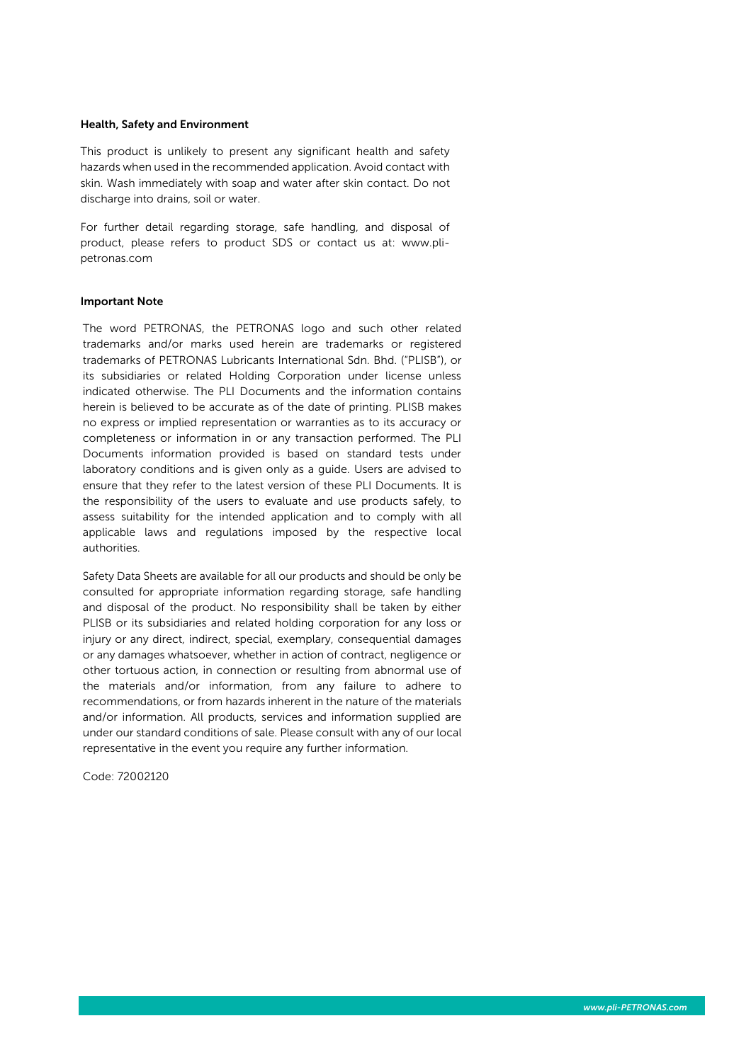## Health, Safety and Environment

This product is unlikely to present any significant health and safety hazards when used in the recommended application. Avoid contact with skin. Wash immediately with soap and water after skin contact. Do not discharge into drains, soil or water.

For further detail regarding storage, safe handling, and disposal of product, please refers to product SDS or contact us at: www.pli-petronas.com

## Important Note

The word PETRONAS, the PETRONAS logo and such other related trademarks and/or marks used herein are trademarks or registered trademarks of PETRONAS Lubricants International Sdn. Bhd. ("PLISB"), or its subsidiaries or related Holding Corporation under license unless indicated otherwise. The PLI Documents and the information contains herein is believed to be accurate as of the date of printing. PLISB makes no express or implied representation or warranties as to its accuracy or completeness or information in or any transaction performed. The PLI Documents information provided is based on standard tests under laboratory conditions and is given only as a guide. Users are advised to ensure that they refer to the latest version of these PLI Documents. It is the responsibility of the users to evaluate and use products safely, to assess suitability for the intended application and to comply with all applicable laws and regulations imposed by the respective local authorities.

Safety Data Sheets are available for all our products and should be only be consulted for appropriate information regarding storage, safe handling and disposal of the product. No responsibility shall be taken by either PLISB or its subsidiaries and related holding corporation for any loss or injury or any direct, indirect, special, exemplary, consequential damages or any damages whatsoever, whether in action of contract, negligence or other tortuous action, in connection or resulting from abnormal use of the materials and/or information, from any failure to adhere to recommendations, or from hazards inherent in the nature of the materials and/or information. All products, services and information supplied are under our standard conditions of sale. Please consult with any of our local representative in the event you require any further information.

Code: 72002120